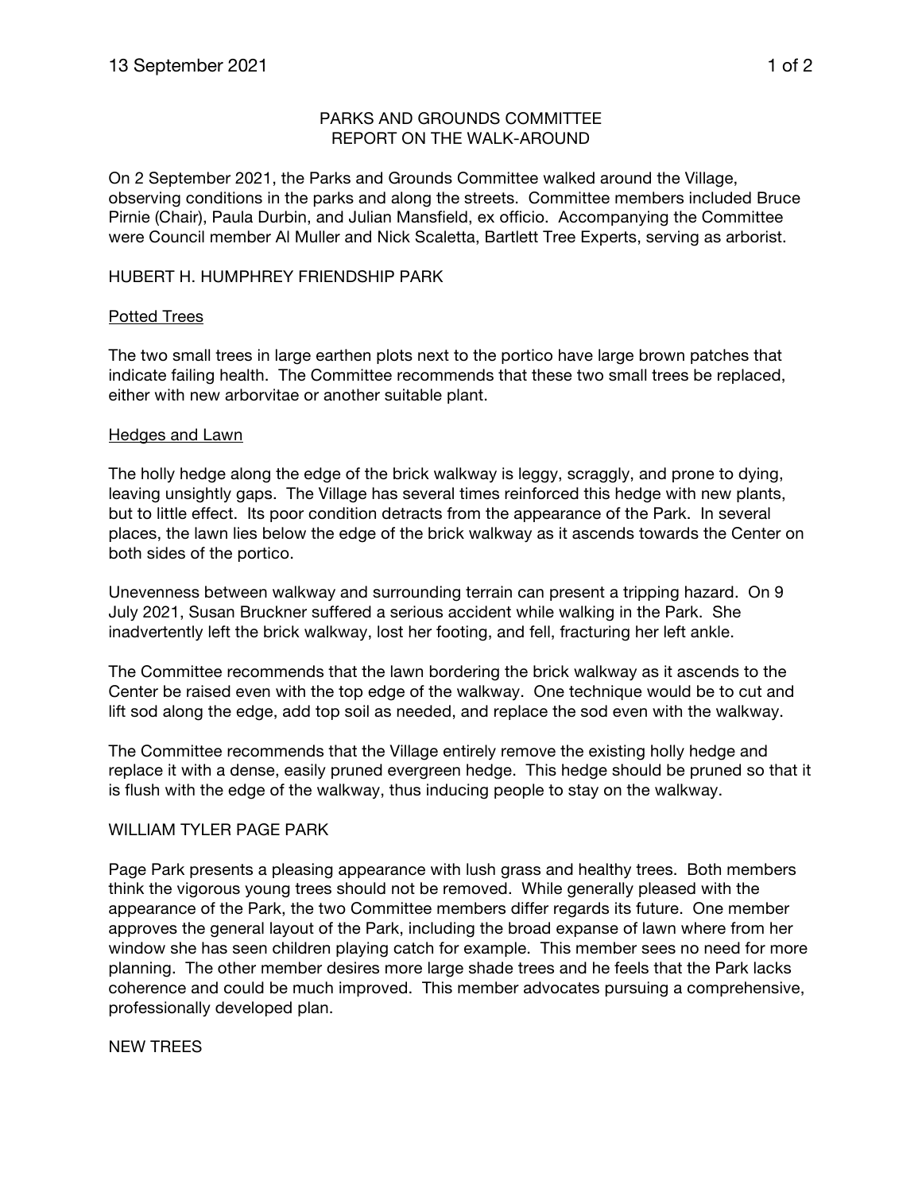# PARKS AND GROUNDS COMMITTEE
# REPORT ON THE WALK-AROUND

On 2 September 2021, the Parks and Grounds Committee walked around the Village, observing conditions in the parks and along the streets. Committee members included Bruce Pirnie (Chair), Paula Durbin, and Julian Mansfield, ex officio. Accompanying the Committee were Council member Al Muller and Nick Scaletta, Bartlett Tree Experts, serving as arborist.

## HUBERT H. HUMPHREY FRIENDSHIP PARK

### Potted Trees

The two small trees in large earthen plots next to the portico have large brown patches that indicate failing health. The Committee recommends that these two small trees be replaced, either with new arborvitae or another suitable plant.

### Hedges and Lawn

The holly hedge along the edge of the brick walkway is leggy, scraggly, and prone to dying, leaving unsightly gaps. The Village has several times reinforced this hedge with new plants, but to little effect. Its poor condition detracts from the appearance of the Park. In several places, the lawn lies below the edge of the brick walkway as it ascends towards the Center on both sides of the portico.

Unevenness between walkway and surrounding terrain can present a tripping hazard. On 9 July 2021, Susan Bruckner suffered a serious accident while walking in the Park. She inadvertently left the brick walkway, lost her footing, and fell, fracturing her left ankle.

The Committee recommends that the lawn bordering the brick walkway as it ascends to the Center be raised even with the top edge of the walkway. One technique would be to cut and lift sod along the edge, add top soil as needed, and replace the sod even with the walkway.

The Committee recommends that the Village entirely remove the existing holly hedge and replace it with a dense, easily pruned evergreen hedge. This hedge should be pruned so that it is flush with the edge of the walkway, thus inducing people to stay on the walkway.

## WILLIAM TYLER PAGE PARK

Page Park presents a pleasing appearance with lush grass and healthy trees. Both members think the vigorous young trees should not be removed. While generally pleased with the appearance of the Park, the two Committee members differ regards its future. One member approves the general layout of the Park, including the broad expanse of lawn where from her window she has seen children playing catch for example. This member sees no need for more planning. The other member desires more large shade trees and he feels that the Park lacks coherence and could be much improved. This member advocates pursuing a comprehensive, professionally developed plan.

## NEW TREES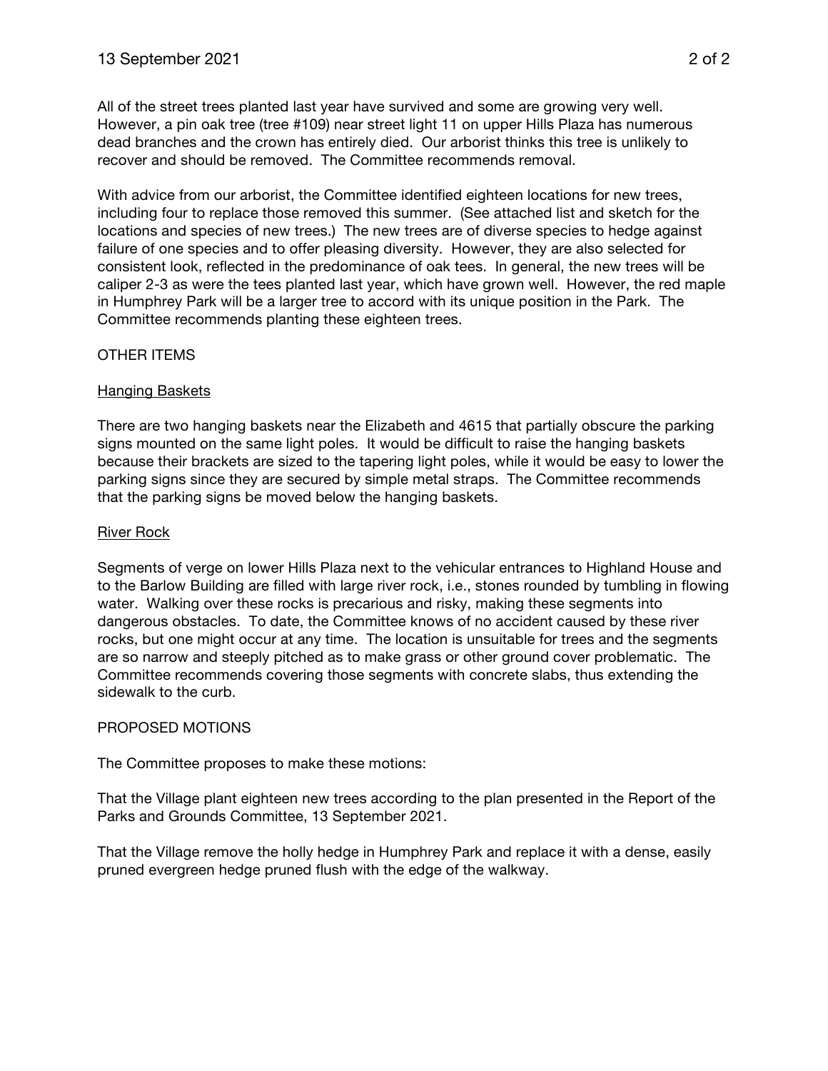All of the street trees planted last year have survived and some are growing very well. However, a pin oak tree (tree #109) near street light 11 on upper Hills Plaza has numerous dead branches and the crown has entirely died. Our arborist thinks this tree is unlikely to recover and should be removed. The Committee recommends removal.

With advice from our arborist, the Committee identified eighteen locations for new trees, including four to replace those removed this summer. (See attached list and sketch for the locations and species of new trees.) The new trees are of diverse species to hedge against failure of one species and to offer pleasing diversity. However, they are also selected for consistent look, reflected in the predominance of oak tees. In general, the new trees will be caliper 2-3 as were the tees planted last year, which have grown well. However, the red maple in Humphrey Park will be a larger tree to accord with its unique position in the Park. The Committee recommends planting these eighteen trees.

## OTHER ITEMS

### Hanging Baskets

There are two hanging baskets near the Elizabeth and 4615 that partially obscure the parking signs mounted on the same light poles. It would be difficult to raise the hanging baskets because their brackets are sized to the tapering light poles, while it would be easy to lower the parking signs since they are secured by simple metal straps. The Committee recommends that the parking signs be moved below the hanging baskets.

### River Rock

Segments of verge on lower Hills Plaza next to the vehicular entrances to Highland House and to the Barlow Building are filled with large river rock, i.e., stones rounded by tumbling in flowing water. Walking over these rocks is precarious and risky, making these segments into dangerous obstacles. To date, the Committee knows of no accident caused by these river rocks, but one might occur at any time. The location is unsuitable for trees and the segments are so narrow and steeply pitched as to make grass or other ground cover problematic. The Committee recommends covering those segments with concrete slabs, thus extending the sidewalk to the curb.

## PROPOSED MOTIONS

The Committee proposes to make these motions:

That the Village plant eighteen new trees according to the plan presented in the Report of the Parks and Grounds Committee, 13 September 2021.

That the Village remove the holly hedge in Humphrey Park and replace it with a dense, easily pruned evergreen hedge pruned flush with the edge of the walkway.